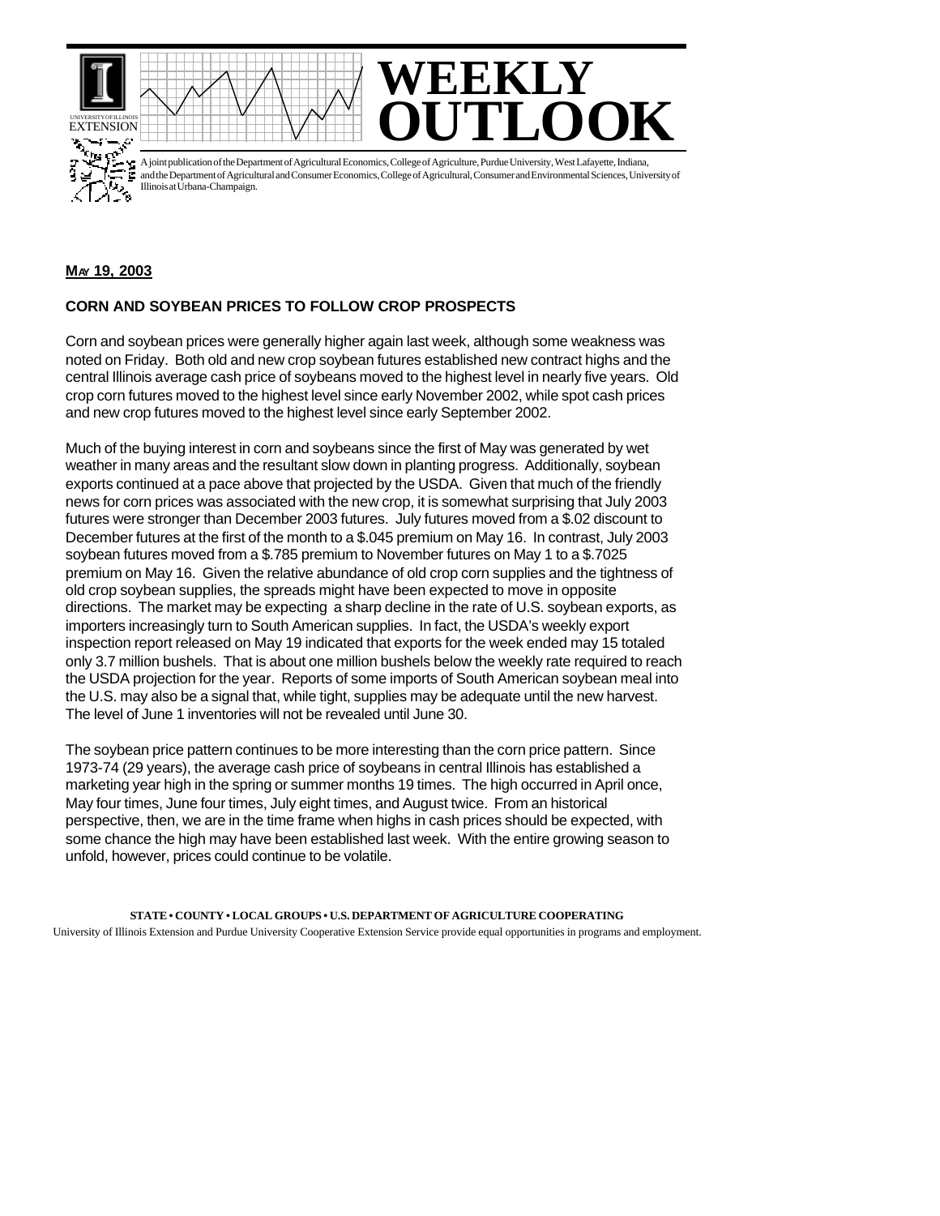# WEEKLY OUTLOOK

UNIVERSITY OF ILLINOIS EXTENSION

A joint publication of the Department of Agricultural Economics, College of Agriculture, Purdue University, West Lafayette, Indiana, and the Department of Agricultural and Consumer Economics, College of Agricultural, Consumer and Environmental Sciences, University of Illinois at Urbana-Champaign.

**MAY 19, 2003**

## CORN AND SOYBEAN PRICES TO FOLLOW CROP PROSPECTS

Corn and soybean prices were generally higher again last week, although some weakness was noted on Friday. Both old and new crop soybean futures established new contract highs and the central Illinois average cash price of soybeans moved to the highest level in nearly five years. Old crop corn futures moved to the highest level since early November 2002, while spot cash prices and new crop futures moved to the highest level since early September 2002.

Much of the buying interest in corn and soybeans since the first of May was generated by wet weather in many areas and the resultant slow down in planting progress. Additionally, soybean exports continued at a pace above that projected by the USDA. Given that much of the friendly news for corn prices was associated with the new crop, it is somewhat surprising that July 2003 futures were stronger than December 2003 futures. July futures moved from a $.02 discount to December futures at the first of the month to a $.045 premium on May 16. In contrast, July 2003 soybean futures moved from a $.785 premium to November futures on May 1 to a $.7025 premium on May 16. Given the relative abundance of old crop corn supplies and the tightness of old crop soybean supplies, the spreads might have been expected to move in opposite directions. The market may be expecting a sharp decline in the rate of U.S. soybean exports, as importers increasingly turn to South American supplies. In fact, the USDA's weekly export inspection report released on May 19 indicated that exports for the week ended may 15 totaled only 3.7 million bushels. That is about one million bushels below the weekly rate required to reach the USDA projection for the year. Reports of some imports of South American soybean meal into the U.S. may also be a signal that, while tight, supplies may be adequate until the new harvest. The level of June 1 inventories will not be revealed until June 30.

The soybean price pattern continues to be more interesting than the corn price pattern. Since 1973-74 (29 years), the average cash price of soybeans in central Illinois has established a marketing year high in the spring or summer months 19 times. The high occurred in April once, May four times, June four times, July eight times, and August twice. From an historical perspective, then, we are in the time frame when highs in cash prices should be expected, with some chance the high may have been established last week. With the entire growing season to unfold, however, prices could continue to be volatile.

**STATE • COUNTY • LOCAL GROUPS • U.S. DEPARTMENT OF AGRICULTURE COOPERATING**

University of Illinois Extension and Purdue University Cooperative Extension Service provide equal opportunities in programs and employment.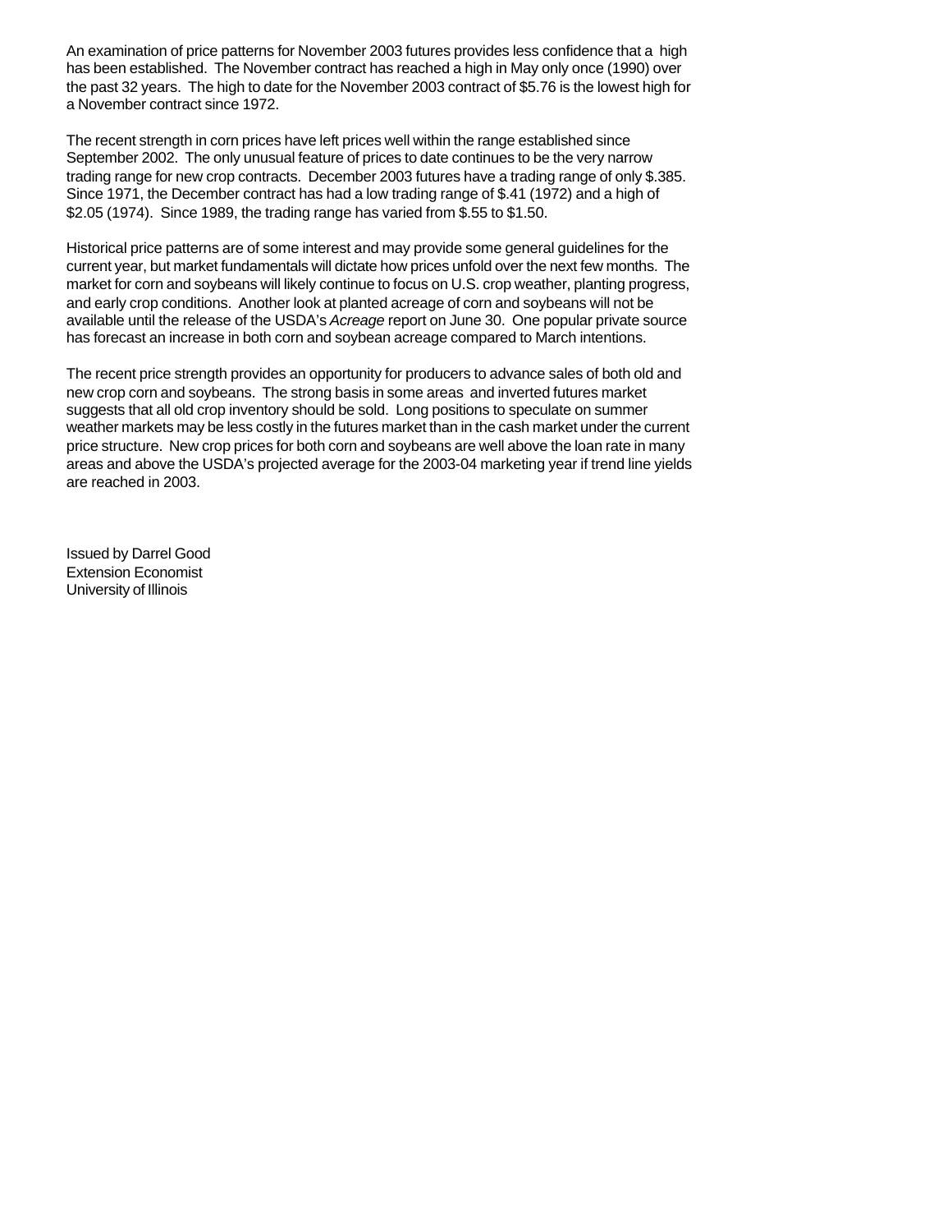An examination of price patterns for November 2003 futures provides less confidence that a high has been established. The November contract has reached a high in May only once (1990) over the past 32 years. The high to date for the November 2003 contract of $5.76 is the lowest high for a November contract since 1972.

The recent strength in corn prices have left prices well within the range established since September 2002. The only unusual feature of prices to date continues to be the very narrow trading range for new crop contracts. December 2003 futures have a trading range of only $.385. Since 1971, the December contract has had a low trading range of $.41 (1972) and a high of $2.05 (1974). Since 1989, the trading range has varied from $.55 to $1.50.

Historical price patterns are of some interest and may provide some general guidelines for the current year, but market fundamentals will dictate how prices unfold over the next few months. The market for corn and soybeans will likely continue to focus on U.S. crop weather, planting progress, and early crop conditions. Another look at planted acreage of corn and soybeans will not be available until the release of the USDA's *Acreage* report on June 30. One popular private source has forecast an increase in both corn and soybean acreage compared to March intentions.

The recent price strength provides an opportunity for producers to advance sales of both old and new crop corn and soybeans. The strong basis in some areas and inverted futures market suggests that all old crop inventory should be sold. Long positions to speculate on summer weather markets may be less costly in the futures market than in the cash market under the current price structure. New crop prices for both corn and soybeans are well above the loan rate in many areas and above the USDA's projected average for the 2003-04 marketing year if trend line yields are reached in 2003.

Issued by Darrel Good
Extension Economist
University of Illinois